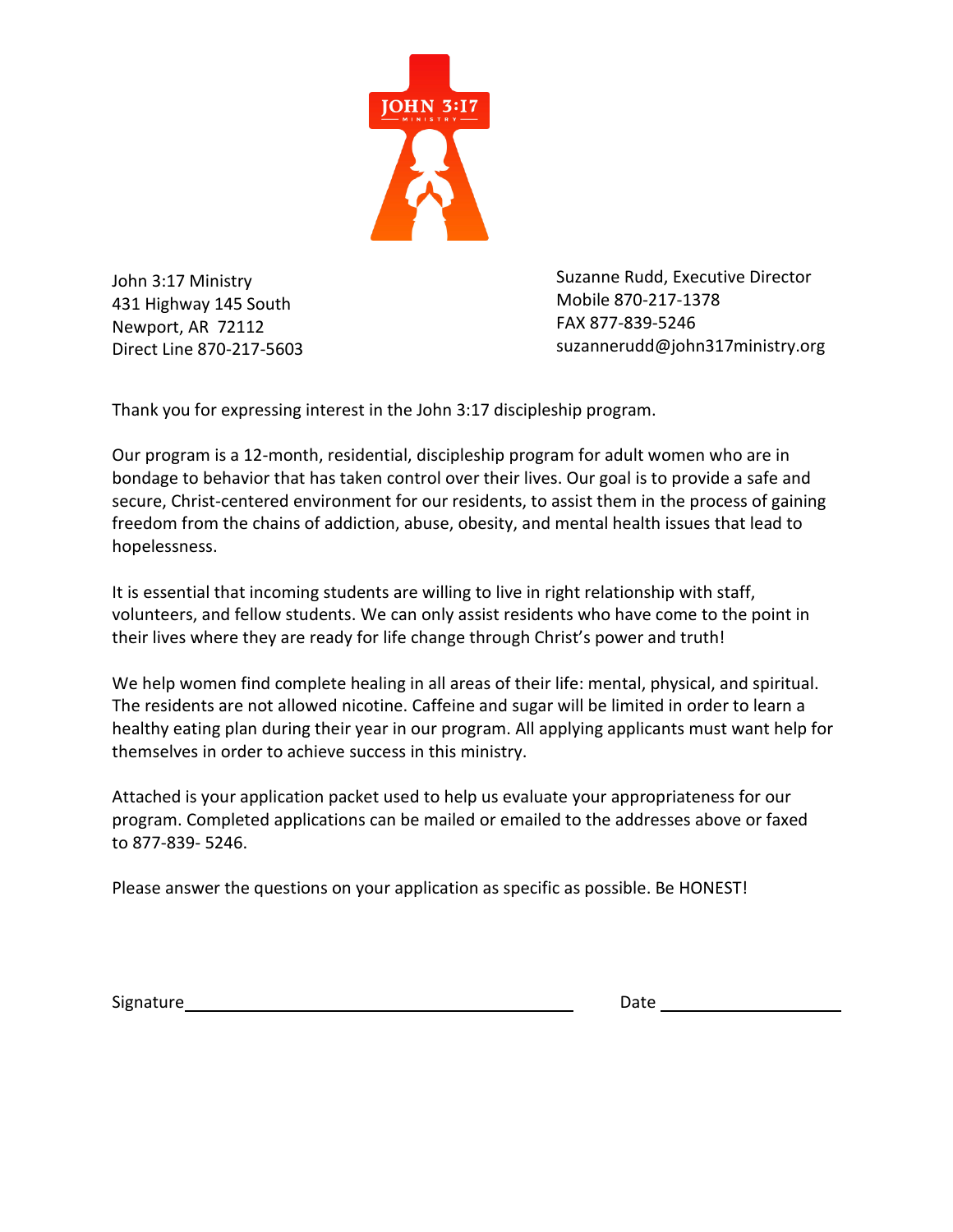JOHN 3:17 MINISTRY

John 3:17 Ministry
431 Highway 145 South
Newport, AR 72112
Direct Line 870-217-5603

Suzanne Rudd, Executive Director
Mobile 870-217-1378
FAX 877-839-5246
suzannerudd@john317ministry.org

Thank you for expressing interest in the John 3:17 discipleship program.

Our program is a 12-month, residential, discipleship program for adult women who are in bondage to behavior that has taken control over their lives. Our goal is to provide a safe and secure, Christ-centered environment for our residents, to assist them in the process of gaining freedom from the chains of addiction, abuse, obesity, and mental health issues that lead to hopelessness.

It is essential that incoming students are willing to live in right relationship with staff, volunteers, and fellow students. We can only assist residents who have come to the point in their lives where they are ready for life change through Christ's power and truth!

We help women find complete healing in all areas of their life: mental, physical, and spiritual. The residents are not allowed nicotine. Caffeine and sugar will be limited in order to learn a healthy eating plan during their year in our program. All applying applicants must want help for themselves in order to achieve success in this ministry.

Attached is your application packet used to help us evaluate your appropriateness for our program. Completed applications can be mailed or emailed to the addresses above or faxed to 877-839- 5246.

Please answer the questions on your application as specific as possible. Be HONEST!

Signature ______________________________ Date ______________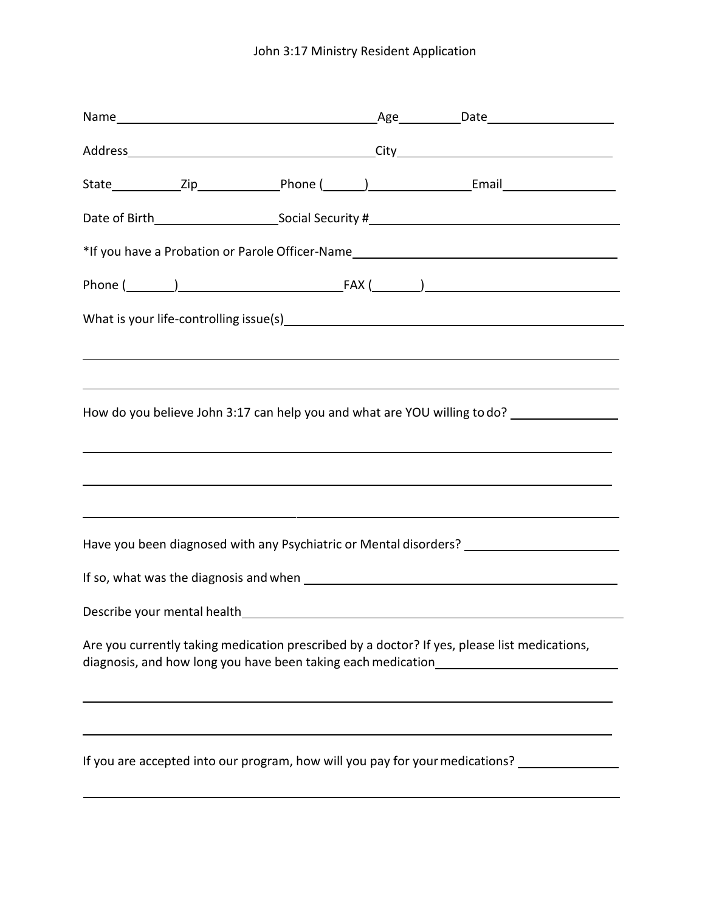# John 3:17 Ministry Resident Application

Name\_\_\_\_\_\_\_\_\_\_\_\_\_\_\_\_\_\_\_\_\_\_\_\_\_\_\_\_\_\_\_\_\_\_\_\_Age\_\_\_\_\_\_\_\_\_Date\_\_\_\_\_\_\_\_\_\_\_\_\_\_\_\_\_\_

Address\_\_\_\_\_\_\_\_\_\_\_\_\_\_\_\_\_\_\_\_\_\_\_\_\_\_\_\_\_\_\_\_\_\_\_\_City\_\_\_\_\_\_\_\_\_\_\_\_\_\_\_\_\_\_\_\_\_\_\_\_\_\_\_\_\_\_

State\_\_\_\_\_\_\_\_\_\_Zip\_\_\_\_\_\_\_\_\_\_\_\_Phone (\_\_\_\_\_\_)\_\_\_\_\_\_\_\_\_\_\_\_\_\_\_\_Email\_\_\_\_\_\_\_\_\_\_\_\_\_\_\_\_\_

Date of Birth\_\_\_\_\_\_\_\_\_\_\_\_\_\_\_\_\_\_Social Security #\_\_\_\_\_\_\_\_\_\_\_\_\_\_\_\_\_\_\_\_\_\_\_\_\_\_\_\_\_\_\_\_\_\_\_\_

*If you have a Probation or Parole Officer-Name\_\_\_\_\_\_\_\_\_\_\_\_\_\_\_\_\_\_\_\_\_\_\_\_\_\_\_\_\_\_\_\_\_\_\_\_\_\_

Phone (\_\_\_\_\_\_\_)\_\_\_\_\_\_\_\_\_\_\_\_\_\_\_\_\_\_\_\_\_\_\_\_FAX (\_\_\_\_\_\_\_)\_\_\_\_\_\_\_\_\_\_\_\_\_\_\_\_\_\_\_\_\_\_\_\_\_\_\_\_

What is your life-controlling issue(s)\_\_\_\_\_\_\_\_\_\_\_\_\_\_\_\_\_\_\_\_\_\_\_\_\_\_\_\_\_\_\_\_\_\_\_\_\_\_\_\_\_\_\_\_\_\_\_\_

\_\_\_\_\_\_\_\_\_\_\_\_\_\_\_\_\_\_\_\_\_\_\_\_\_\_\_\_\_\_\_\_\_\_\_\_\_\_\_\_\_\_\_\_\_\_\_\_\_\_\_\_\_\_\_\_\_\_\_\_\_\_\_\_\_\_\_\_\_\_\_\_\_\_\_\_\_\_\_\_\_\_

\_\_\_\_\_\_\_\_\_\_\_\_\_\_\_\_\_\_\_\_\_\_\_\_\_\_\_\_\_\_\_\_\_\_\_\_\_\_\_\_\_\_\_\_\_\_\_\_\_\_\_\_\_\_\_\_\_\_\_\_\_\_\_\_\_\_\_\_\_\_\_\_\_\_\_\_\_\_\_\_\_\_

How do you believe John 3:17 can help you and what are YOU willing to do? \_\_\_\_\_\_\_\_\_\_\_\_\_\_\_\_

\_\_\_\_\_\_\_\_\_\_\_\_\_\_\_\_\_\_\_\_\_\_\_\_\_\_\_\_\_\_\_\_\_\_\_\_\_\_\_\_\_\_\_\_\_\_\_\_\_\_\_\_\_\_\_\_\_\_\_\_\_\_\_\_\_\_\_\_\_\_\_\_\_\_\_\_\_\_\_\_\_\_

\_\_\_\_\_\_\_\_\_\_\_\_\_\_\_\_\_\_\_\_\_\_\_\_\_\_\_\_\_\_\_\_\_\_\_\_\_\_\_\_\_\_\_\_\_\_\_\_\_\_\_\_\_\_\_\_\_\_\_\_\_\_\_\_\_\_\_\_\_\_\_\_\_\_\_\_\_\_\_\_\_\_

\_\_\_\_\_\_\_\_\_\_\_\_\_\_\_\_\_\_\_\_\_\_\_\_\_\_\_\_\_\_\_\_\_\_\_\_\_\_\_\_\_\_\_\_\_\_\_\_\_\_\_\_\_\_\_\_\_\_\_\_\_\_\_\_\_\_\_\_\_\_\_\_\_\_\_\_\_\_\_\_\_\_

Have you been diagnosed with any Psychiatric or Mental disorders? \_\_\_\_\_\_\_\_\_\_\_\_\_\_\_\_\_\_\_\_\_\_\_

If so, what was the diagnosis and when \_\_\_\_\_\_\_\_\_\_\_\_\_\_\_\_\_\_\_\_\_\_\_\_\_\_\_\_\_\_\_\_\_\_\_\_\_\_\_\_\_\_\_\_\_\_

Describe your mental health\_\_\_\_\_\_\_\_\_\_\_\_\_\_\_\_\_\_\_\_\_\_\_\_\_\_\_\_\_\_\_\_\_\_\_\_\_\_\_\_\_\_\_\_\_\_\_\_\_\_\_\_\_\_\_\_\_\_

Are you currently taking medication prescribed by a doctor? If yes, please list medications, diagnosis, and how long you have been taking each medication\_\_\_\_\_\_\_\_\_\_\_\_\_\_\_\_\_\_\_\_\_\_\_\_\_\_\_

\_\_\_\_\_\_\_\_\_\_\_\_\_\_\_\_\_\_\_\_\_\_\_\_\_\_\_\_\_\_\_\_\_\_\_\_\_\_\_\_\_\_\_\_\_\_\_\_\_\_\_\_\_\_\_\_\_\_\_\_\_\_\_\_\_\_\_\_\_\_\_\_\_\_\_\_\_\_\_\_\_\_

\_\_\_\_\_\_\_\_\_\_\_\_\_\_\_\_\_\_\_\_\_\_\_\_\_\_\_\_\_\_\_\_\_\_\_\_\_\_\_\_\_\_\_\_\_\_\_\_\_\_\_\_\_\_\_\_\_\_\_\_\_\_\_\_\_\_\_\_\_\_\_\_\_\_\_\_\_\_\_\_\_\_

If you are accepted into our program, how will you pay for your medications? \_\_\_\_\_\_\_\_\_\_\_\_\_\_\_

\_\_\_\_\_\_\_\_\_\_\_\_\_\_\_\_\_\_\_\_\_\_\_\_\_\_\_\_\_\_\_\_\_\_\_\_\_\_\_\_\_\_\_\_\_\_\_\_\_\_\_\_\_\_\_\_\_\_\_\_\_\_\_\_\_\_\_\_\_\_\_\_\_\_\_\_\_\_\_\_\_\_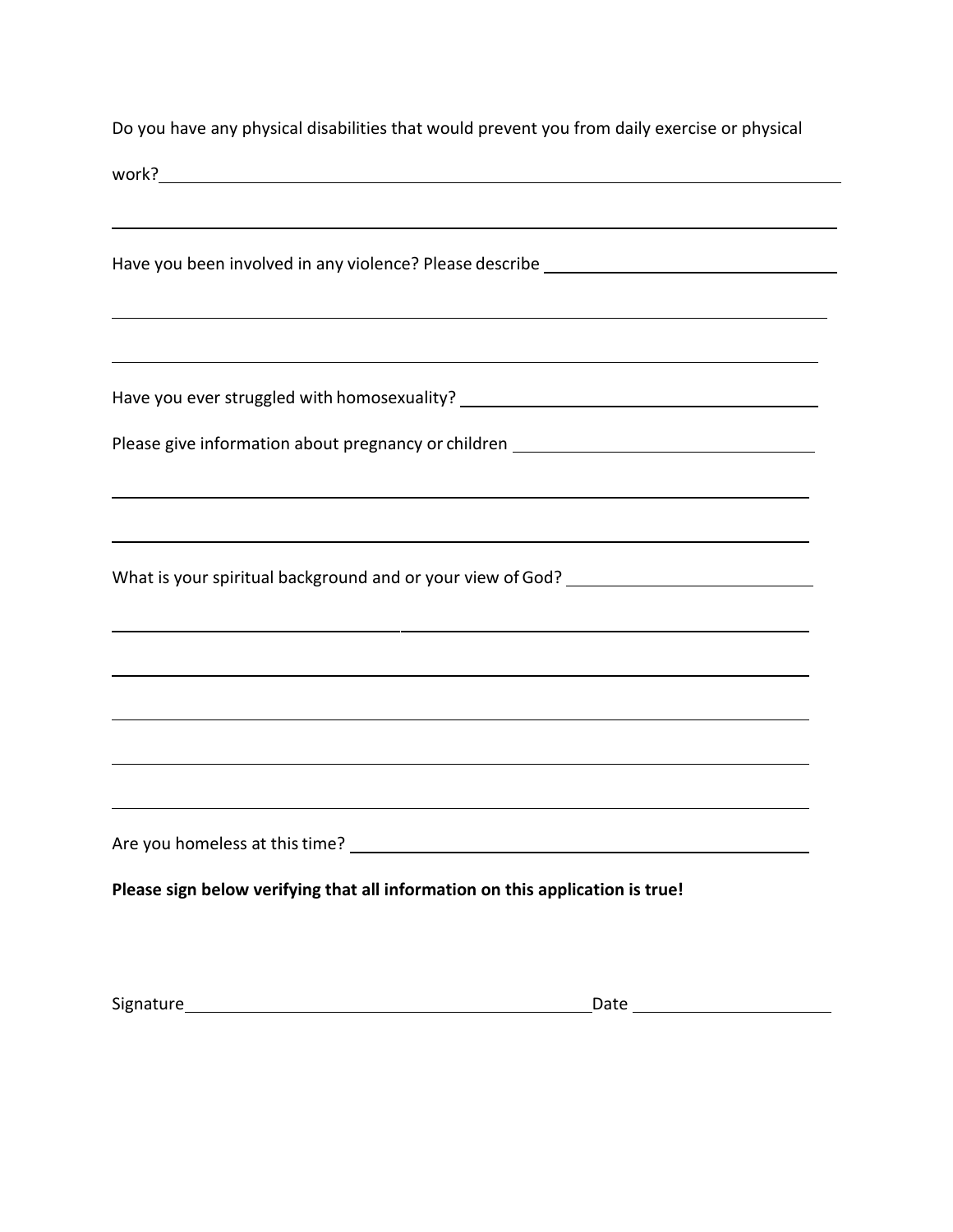Do you have any physical disabilities that would prevent you from daily exercise or physical work? ____________________________________________

____________________________________________

Have you been involved in any violence? Please describe ____________________

____________________________________________

____________________________________________

Have you ever struggled with homosexuality? ____________________

Please give information about pregnancy or children ____________________

____________________________________________

____________________________________________

What is your spiritual background and or your view of God? ____________________

____________________________________________

____________________________________________

____________________________________________

____________________________________________

____________________________________________

Are you homeless at this time? ____________________

**Please sign below verifying that all information on this application is true!**

Signature ____________________ Date ____________________